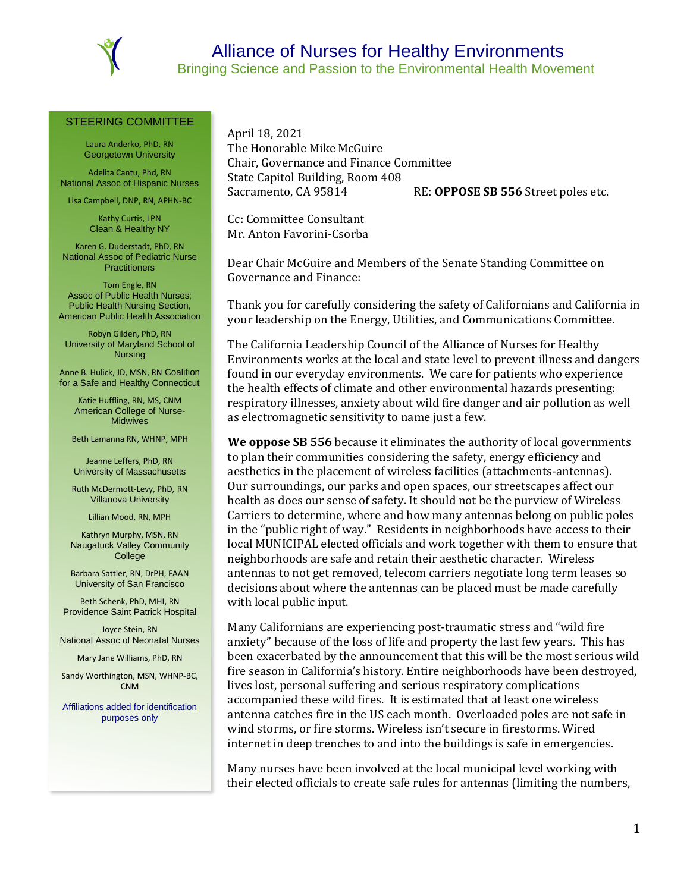# Alliance of Nurses for Healthy Environments

Bringing Science and Passion to the Environmental Health Movement

STEERING COMMITTEE

Laura Anderko, PhD, RN
Georgetown University

Adelita Cantu, Phd, RN
National Assoc of Hispanic Nurses

Lisa Campbell, DNP, RN, APHN-BC

Kathy Curtis, LPN
Clean & Healthy NY

Karen G. Duderstadt, PhD, RN
National Assoc of Pediatric Nurse Practitioners

Tom Engle, RN
Assoc of Public Health Nurses; Public Health Nursing Section, American Public Health Association

Robyn Gilden, PhD, RN
University of Maryland School of Nursing

Anne B. Hulick, JD, MSN, RN Coalition for a Safe and Healthy Connecticut

Katie Huffling, RN, MS, CNM
American College of Nurse-Midwives

Beth Lamanna RN, WHNP, MPH

Jeanne Leffers, PhD, RN
University of Massachusetts

Ruth McDermott-Levy, PhD, RN
Villanova University

Lillian Mood, RN, MPH

Kathryn Murphy, MSN, RN
Naugatuck Valley Community College

Barbara Sattler, RN, DrPH, FAAN
University of San Francisco

Beth Schenk, PhD, MHI, RN
Providence Saint Patrick Hospital

Joyce Stein, RN
National Assoc of Neonatal Nurses

Mary Jane Williams, PhD, RN

Sandy Worthington, MSN, WHNP-BC, CNM

Affiliations added for identification purposes only

---

April 18, 2021
The Honorable Mike McGuire
Chair, Governance and Finance Committee
State Capitol Building, Room 408
Sacramento, CA 95814 RE: **OPPOSE SB 556** Street poles etc.

Cc: Committee Consultant
Mr. Anton Favorini-Csorba

Dear Chair McGuire and Members of the Senate Standing Committee on Governance and Finance:

Thank you for carefully considering the safety of Californians and California in your leadership on the Energy, Utilities, and Communications Committee.

The California Leadership Council of the Alliance of Nurses for Healthy Environments works at the local and state level to prevent illness and dangers found in our everyday environments. We care for patients who experience the health effects of climate and other environmental hazards presenting: respiratory illnesses, anxiety about wild fire danger and air pollution as well as electromagnetic sensitivity to name just a few.

**We oppose SB 556** because it eliminates the authority of local governments to plan their communities considering the safety, energy efficiency and aesthetics in the placement of wireless facilities (attachments-antennas). Our surroundings, our parks and open spaces, our streetscapes affect our health as does our sense of safety. It should not be the purview of Wireless Carriers to determine, where and how many antennas belong on public poles in the "public right of way." Residents in neighborhoods have access to their local MUNICIPAL elected officials and work together with them to ensure that neighborhoods are safe and retain their aesthetic character. Wireless antennas to not get removed, telecom carriers negotiate long term leases so decisions about where the antennas can be placed must be made carefully with local public input.

Many Californians are experiencing post-traumatic stress and "wild fire anxiety" because of the loss of life and property the last few years. This has been exacerbated by the announcement that this will be the most serious wild fire season in California's history. Entire neighborhoods have been destroyed, lives lost, personal suffering and serious respiratory complications accompanied these wild fires. It is estimated that at least one wireless antenna catches fire in the US each month. Overloaded poles are not safe in wind storms, or fire storms. Wireless isn't secure in firestorms. Wired internet in deep trenches to and into the buildings is safe in emergencies.

Many nurses have been involved at the local municipal level working with their elected officials to create safe rules for antennas (limiting the numbers,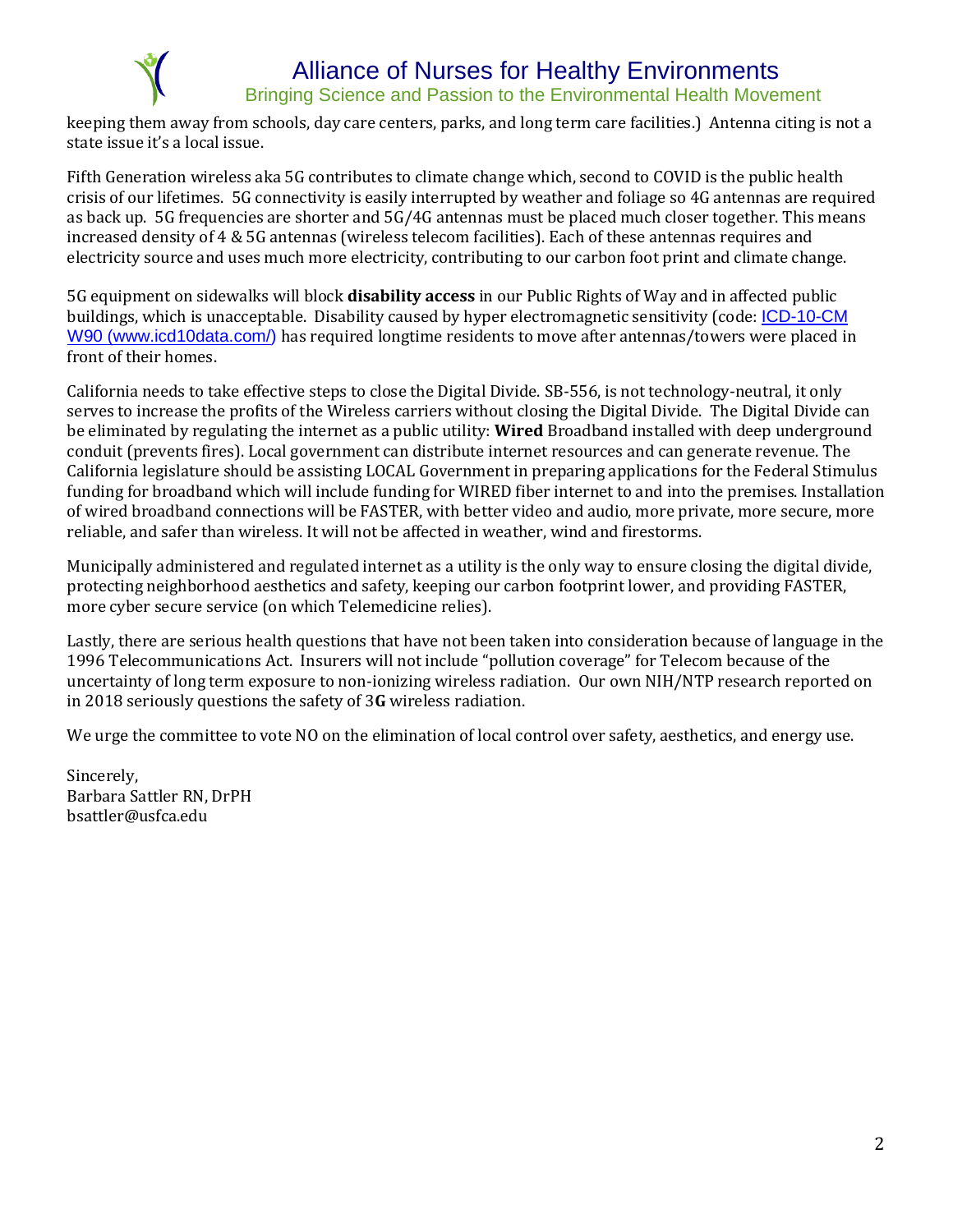keeping them away from schools, day care centers, parks, and long term care facilities.) Antenna citing is not a state issue it's a local issue.

Fifth Generation wireless aka 5G contributes to climate change which, second to COVID is the public health crisis of our lifetimes. 5G connectivity is easily interrupted by weather and foliage so 4G antennas are required as back up. 5G frequencies are shorter and 5G/4G antennas must be placed much closer together. This means increased density of 4 & 5G antennas (wireless telecom facilities). Each of these antennas requires and electricity source and uses much more electricity, contributing to our carbon foot print and climate change.

5G equipment on sidewalks will block **disability access** in our Public Rights of Way and in affected public buildings, which is unacceptable. Disability caused by hyper electromagnetic sensitivity (code: ICD-10-CM W90 (www.icd10data.com/) has required longtime residents to move after antennas/towers were placed in front of their homes.

California needs to take effective steps to close the Digital Divide. SB-556, is not technology-neutral, it only serves to increase the profits of the Wireless carriers without closing the Digital Divide. The Digital Divide can be eliminated by regulating the internet as a public utility: **Wired** Broadband installed with deep underground conduit (prevents fires). Local government can distribute internet resources and can generate revenue. The California legislature should be assisting LOCAL Government in preparing applications for the Federal Stimulus funding for broadband which will include funding for WIRED fiber internet to and into the premises. Installation of wired broadband connections will be FASTER, with better video and audio, more private, more secure, more reliable, and safer than wireless. It will not be affected in weather, wind and firestorms.

Municipally administered and regulated internet as a utility is the only way to ensure closing the digital divide, protecting neighborhood aesthetics and safety, keeping our carbon footprint lower, and providing FASTER, more cyber secure service (on which Telemedicine relies).

Lastly, there are serious health questions that have not been taken into consideration because of language in the 1996 Telecommunications Act. Insurers will not include "pollution coverage" for Telecom because of the uncertainty of long term exposure to non-ionizing wireless radiation. Our own NIH/NTP research reported on in 2018 seriously questions the safety of 3**G** wireless radiation.

We urge the committee to vote NO on the elimination of local control over safety, aesthetics, and energy use.

Sincerely,
Barbara Sattler RN, DrPH
bsattler@usfca.edu